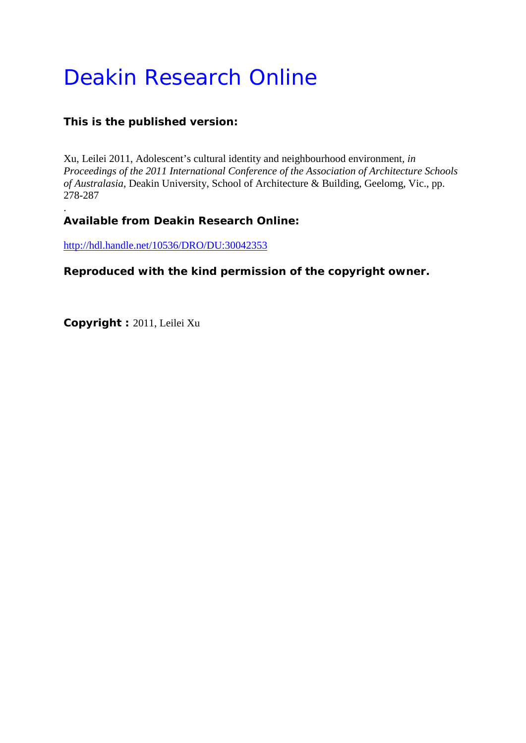# Deakin Research Online

**This is the published version:**

Xu, Leilei 2011, Adolescent's cultural identity and neighbourhood environment, *in Proceedings of the 2011 International Conference of the Association of Architecture Schools of Australasia*, Deakin University, School of Architecture & Building, Geelomg, Vic., pp. 278-287

.

**Available from Deakin Research Online:**

http://hdl.handle.net/10536/DRO/DU:30042353

**Reproduced with the kind permission of the copyright owner.**

**Copyright :** 2011, Leilei Xu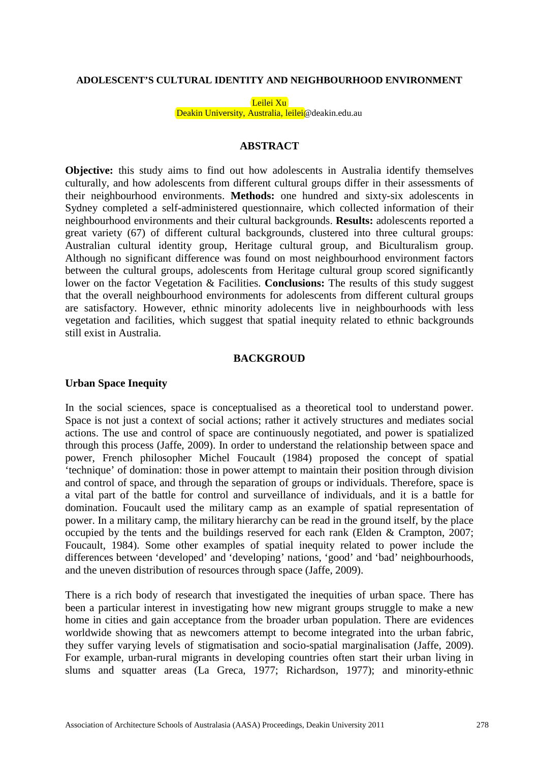**ADOLESCENT'S CULTURAL IDENTITY AND NEIGHBOURHOOD ENVIRONMENT**

Leilei Xu
Deakin University, Australia, leilei@deakin.edu.au

## ABSTRACT

**Objective:** this study aims to find out how adolescents in Australia identify themselves culturally, and how adolescents from different cultural groups differ in their assessments of their neighbourhood environments. **Methods:** one hundred and sixty-six adolescents in Sydney completed a self-administered questionnaire, which collected information of their neighbourhood environments and their cultural backgrounds. **Results:** adolescents reported a great variety (67) of different cultural backgrounds, clustered into three cultural groups: Australian cultural identity group, Heritage cultural group, and Biculturalism group. Although no significant difference was found on most neighbourhood environment factors between the cultural groups, adolescents from Heritage cultural group scored significantly lower on the factor Vegetation & Facilities. **Conclusions:** The results of this study suggest that the overall neighbourhood environments for adolescents from different cultural groups are satisfactory. However, ethnic minority adolecents live in neighbourhoods with less vegetation and facilities, which suggest that spatial inequity related to ethnic backgrounds still exist in Australia.

## BACKGROUD

### Urban Space Inequity

In the social sciences, space is conceptualised as a theoretical tool to understand power. Space is not just a context of social actions; rather it actively structures and mediates social actions. The use and control of space are continuously negotiated, and power is spatialized through this process (Jaffe, 2009). In order to understand the relationship between space and power, French philosopher Michel Foucault (1984) proposed the concept of spatial 'technique' of domination: those in power attempt to maintain their position through division and control of space, and through the separation of groups or individuals. Therefore, space is a vital part of the battle for control and surveillance of individuals, and it is a battle for domination. Foucault used the military camp as an example of spatial representation of power. In a military camp, the military hierarchy can be read in the ground itself, by the place occupied by the tents and the buildings reserved for each rank (Elden & Crampton, 2007; Foucault, 1984). Some other examples of spatial inequity related to power include the differences between 'developed' and 'developing' nations, 'good' and 'bad' neighbourhoods, and the uneven distribution of resources through space (Jaffe, 2009).

There is a rich body of research that investigated the inequities of urban space. There has been a particular interest in investigating how new migrant groups struggle to make a new home in cities and gain acceptance from the broader urban population. There are evidences worldwide showing that as newcomers attempt to become integrated into the urban fabric, they suffer varying levels of stigmatisation and socio-spatial marginalisation (Jaffe, 2009). For example, urban-rural migrants in developing countries often start their urban living in slums and squatter areas (La Greca, 1977; Richardson, 1977); and minority-ethnic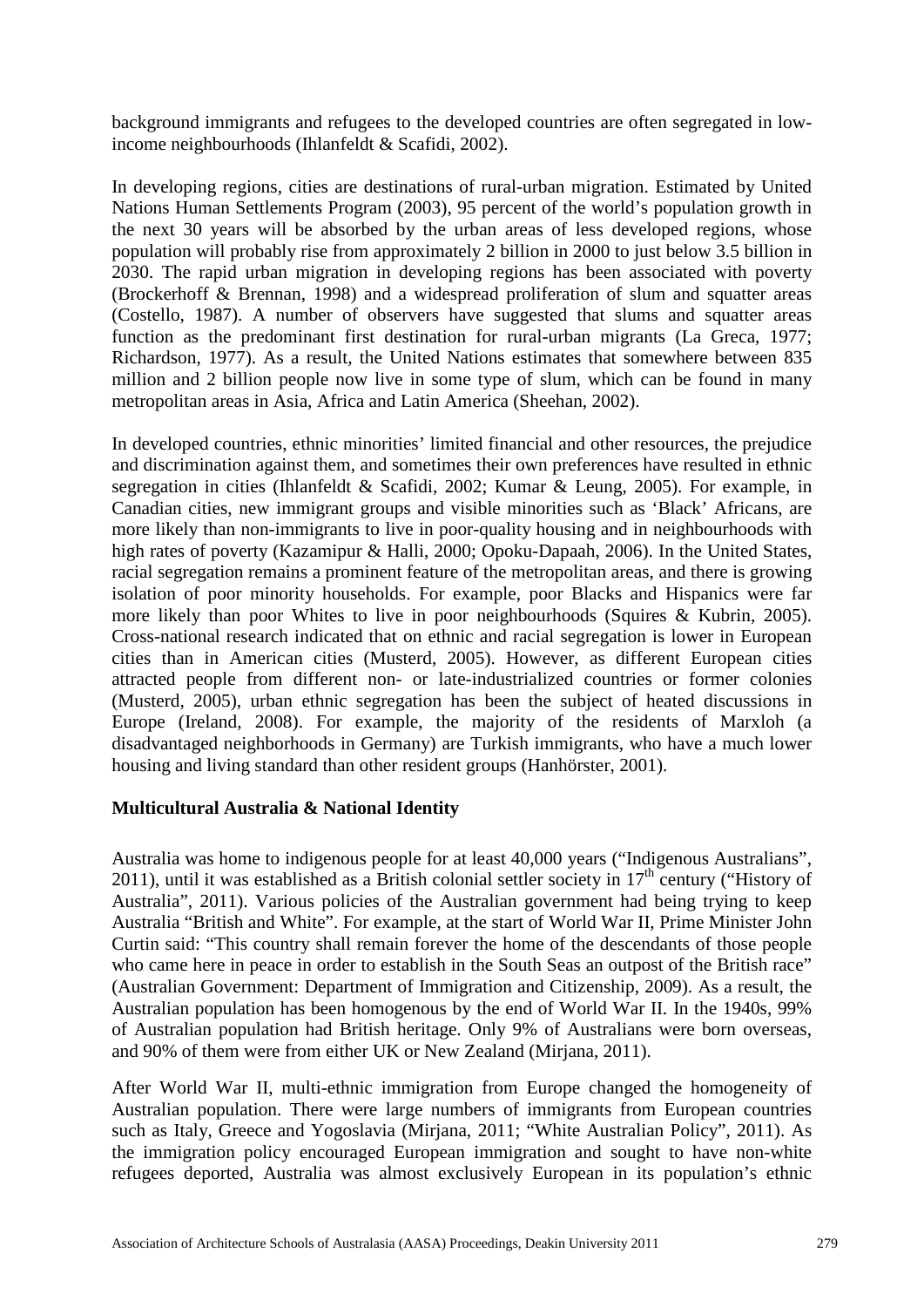background immigrants and refugees to the developed countries are often segregated in low-income neighbourhoods (Ihlanfeldt & Scafidi, 2002).

In developing regions, cities are destinations of rural-urban migration. Estimated by United Nations Human Settlements Program (2003), 95 percent of the world's population growth in the next 30 years will be absorbed by the urban areas of less developed regions, whose population will probably rise from approximately 2 billion in 2000 to just below 3.5 billion in 2030. The rapid urban migration in developing regions has been associated with poverty (Brockerhoff & Brennan, 1998) and a widespread proliferation of slum and squatter areas (Costello, 1987). A number of observers have suggested that slums and squatter areas function as the predominant first destination for rural-urban migrants (La Greca, 1977; Richardson, 1977). As a result, the United Nations estimates that somewhere between 835 million and 2 billion people now live in some type of slum, which can be found in many metropolitan areas in Asia, Africa and Latin America (Sheehan, 2002).

In developed countries, ethnic minorities' limited financial and other resources, the prejudice and discrimination against them, and sometimes their own preferences have resulted in ethnic segregation in cities (Ihlanfeldt & Scafidi, 2002; Kumar & Leung, 2005). For example, in Canadian cities, new immigrant groups and visible minorities such as 'Black' Africans, are more likely than non-immigrants to live in poor-quality housing and in neighbourhoods with high rates of poverty (Kazamipur & Halli, 2000; Opoku-Dapaah, 2006). In the United States, racial segregation remains a prominent feature of the metropolitan areas, and there is growing isolation of poor minority households. For example, poor Blacks and Hispanics were far more likely than poor Whites to live in poor neighbourhoods (Squires & Kubrin, 2005). Cross-national research indicated that on ethnic and racial segregation is lower in European cities than in American cities (Musterd, 2005). However, as different European cities attracted people from different non- or late-industrialized countries or former colonies (Musterd, 2005), urban ethnic segregation has been the subject of heated discussions in Europe (Ireland, 2008). For example, the majority of the residents of Marxloh (a disadvantaged neighborhoods in Germany) are Turkish immigrants, who have a much lower housing and living standard than other resident groups (Hanhörster, 2001).

**Multicultural Australia & National Identity**

Australia was home to indigenous people for at least 40,000 years ("Indigenous Australians", 2011), until it was established as a British colonial settler society in 17th century ("History of Australia", 2011). Various policies of the Australian government had being trying to keep Australia "British and White". For example, at the start of World War II, Prime Minister John Curtin said: "This country shall remain forever the home of the descendants of those people who came here in peace in order to establish in the South Seas an outpost of the British race" (Australian Government: Department of Immigration and Citizenship, 2009). As a result, the Australian population has been homogenous by the end of World War II. In the 1940s, 99% of Australian population had British heritage. Only 9% of Australians were born overseas, and 90% of them were from either UK or New Zealand (Mirjana, 2011).

After World War II, multi-ethnic immigration from Europe changed the homogeneity of Australian population. There were large numbers of immigrants from European countries such as Italy, Greece and Yogoslavia (Mirjana, 2011; "White Australian Policy", 2011). As the immigration policy encouraged European immigration and sought to have non-white refugees deported, Australia was almost exclusively European in its population's ethnic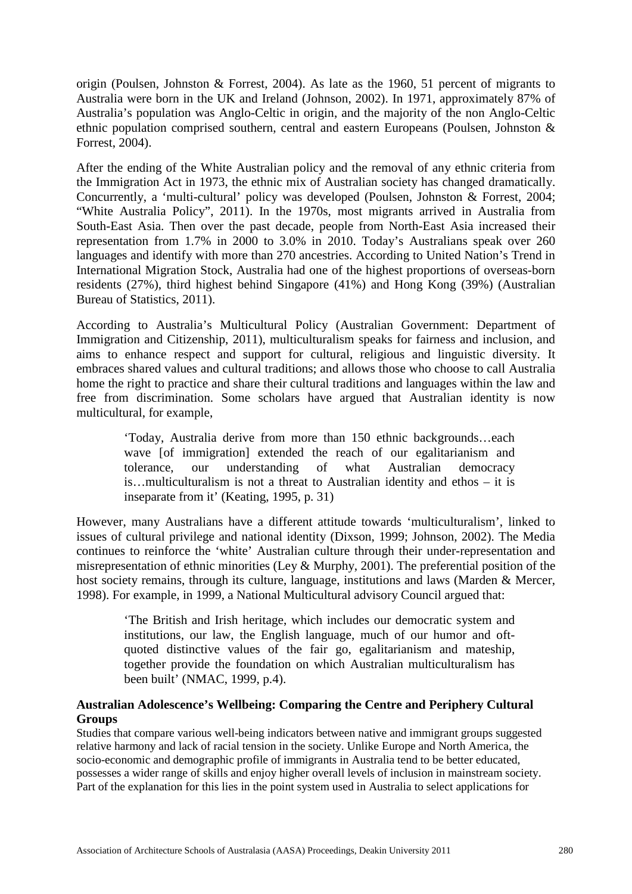origin (Poulsen, Johnston & Forrest, 2004). As late as the 1960, 51 percent of migrants to Australia were born in the UK and Ireland (Johnson, 2002). In 1971, approximately 87% of Australia's population was Anglo-Celtic in origin, and the majority of the non Anglo-Celtic ethnic population comprised southern, central and eastern Europeans (Poulsen, Johnston & Forrest, 2004).

After the ending of the White Australian policy and the removal of any ethnic criteria from the Immigration Act in 1973, the ethnic mix of Australian society has changed dramatically. Concurrently, a 'multi-cultural' policy was developed (Poulsen, Johnston & Forrest, 2004; "White Australia Policy", 2011). In the 1970s, most migrants arrived in Australia from South-East Asia. Then over the past decade, people from North-East Asia increased their representation from 1.7% in 2000 to 3.0% in 2010. Today's Australians speak over 260 languages and identify with more than 270 ancestries. According to United Nation's Trend in International Migration Stock, Australia had one of the highest proportions of overseas-born residents (27%), third highest behind Singapore (41%) and Hong Kong (39%) (Australian Bureau of Statistics, 2011).

According to Australia's Multicultural Policy (Australian Government: Department of Immigration and Citizenship, 2011), multiculturalism speaks for fairness and inclusion, and aims to enhance respect and support for cultural, religious and linguistic diversity. It embraces shared values and cultural traditions; and allows those who choose to call Australia home the right to practice and share their cultural traditions and languages within the law and free from discrimination. Some scholars have argued that Australian identity is now multicultural, for example,

> 'Today, Australia derive from more than 150 ethnic backgrounds…each wave [of immigration] extended the reach of our egalitarianism and tolerance, our understanding of what Australian democracy is…multiculturalism is not a threat to Australian identity and ethos – it is inseparate from it' (Keating, 1995, p. 31)

However, many Australians have a different attitude towards 'multiculturalism', linked to issues of cultural privilege and national identity (Dixson, 1999; Johnson, 2002). The Media continues to reinforce the 'white' Australian culture through their under-representation and misrepresentation of ethnic minorities (Ley & Murphy, 2001). The preferential position of the host society remains, through its culture, language, institutions and laws (Marden & Mercer, 1998). For example, in 1999, a National Multicultural advisory Council argued that:

> 'The British and Irish heritage, which includes our democratic system and institutions, our law, the English language, much of our humor and oft-quoted distinctive values of the fair go, egalitarianism and mateship, together provide the foundation on which Australian multiculturalism has been built' (NMAC, 1999, p.4).

**Australian Adolescence's Wellbeing: Comparing the Centre and Periphery Cultural Groups**

Studies that compare various well-being indicators between native and immigrant groups suggested relative harmony and lack of racial tension in the society. Unlike Europe and North America, the socio-economic and demographic profile of immigrants in Australia tend to be better educated, possesses a wider range of skills and enjoy higher overall levels of inclusion in mainstream society. Part of the explanation for this lies in the point system used in Australia to select applications for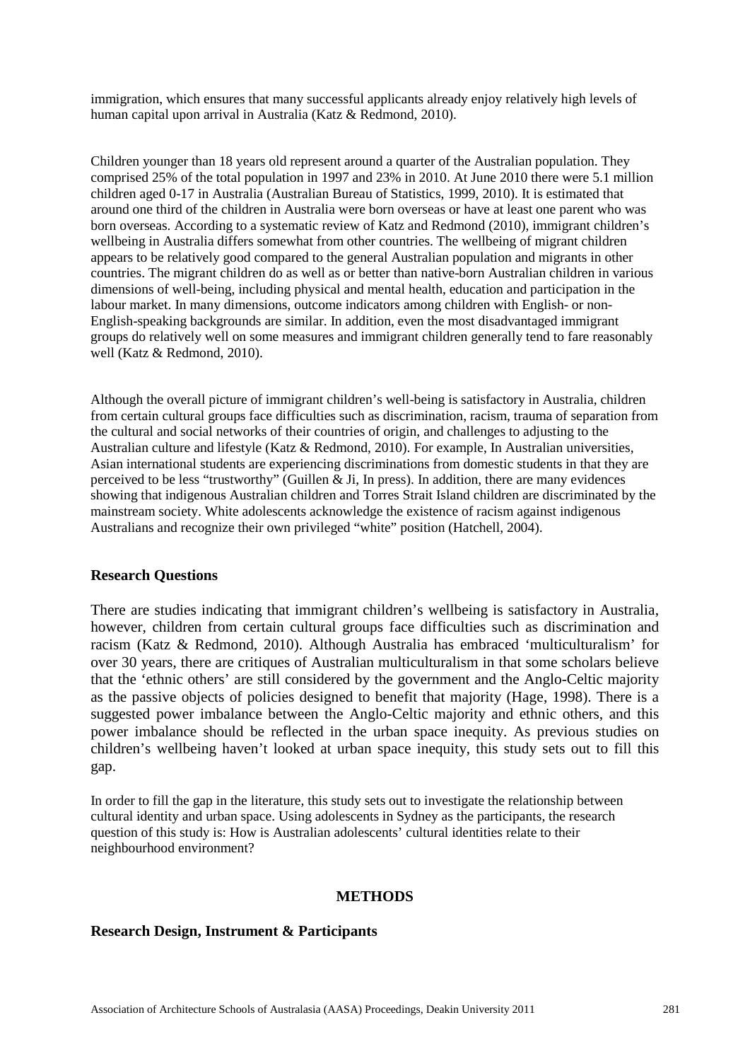immigration, which ensures that many successful applicants already enjoy relatively high levels of human capital upon arrival in Australia (Katz & Redmond, 2010).

Children younger than 18 years old represent around a quarter of the Australian population. They comprised 25% of the total population in 1997 and 23% in 2010. At June 2010 there were 5.1 million children aged 0-17 in Australia (Australian Bureau of Statistics, 1999, 2010). It is estimated that around one third of the children in Australia were born overseas or have at least one parent who was born overseas. According to a systematic review of Katz and Redmond (2010), immigrant children's wellbeing in Australia differs somewhat from other countries. The wellbeing of migrant children appears to be relatively good compared to the general Australian population and migrants in other countries. The migrant children do as well as or better than native-born Australian children in various dimensions of well-being, including physical and mental health, education and participation in the labour market. In many dimensions, outcome indicators among children with English- or non-English-speaking backgrounds are similar. In addition, even the most disadvantaged immigrant groups do relatively well on some measures and immigrant children generally tend to fare reasonably well (Katz & Redmond, 2010).

Although the overall picture of immigrant children's well-being is satisfactory in Australia, children from certain cultural groups face difficulties such as discrimination, racism, trauma of separation from the cultural and social networks of their countries of origin, and challenges to adjusting to the Australian culture and lifestyle (Katz & Redmond, 2010). For example, In Australian universities, Asian international students are experiencing discriminations from domestic students in that they are perceived to be less "trustworthy" (Guillen & Ji, In press). In addition, there are many evidences showing that indigenous Australian children and Torres Strait Island children are discriminated by the mainstream society. White adolescents acknowledge the existence of racism against indigenous Australians and recognize their own privileged "white" position (Hatchell, 2004).

### Research Questions

There are studies indicating that immigrant children's wellbeing is satisfactory in Australia, however, children from certain cultural groups face difficulties such as discrimination and racism (Katz & Redmond, 2010). Although Australia has embraced 'multiculturalism' for over 30 years, there are critiques of Australian multiculturalism in that some scholars believe that the 'ethnic others' are still considered by the government and the Anglo-Celtic majority as the passive objects of policies designed to benefit that majority (Hage, 1998). There is a suggested power imbalance between the Anglo-Celtic majority and ethnic others, and this power imbalance should be reflected in the urban space inequity. As previous studies on children's wellbeing haven't looked at urban space inequity, this study sets out to fill this gap.

In order to fill the gap in the literature, this study sets out to investigate the relationship between cultural identity and urban space. Using adolescents in Sydney as the participants, the research question of this study is: How is Australian adolescents' cultural identities relate to their neighbourhood environment?

## METHODS

### Research Design, Instrument & Participants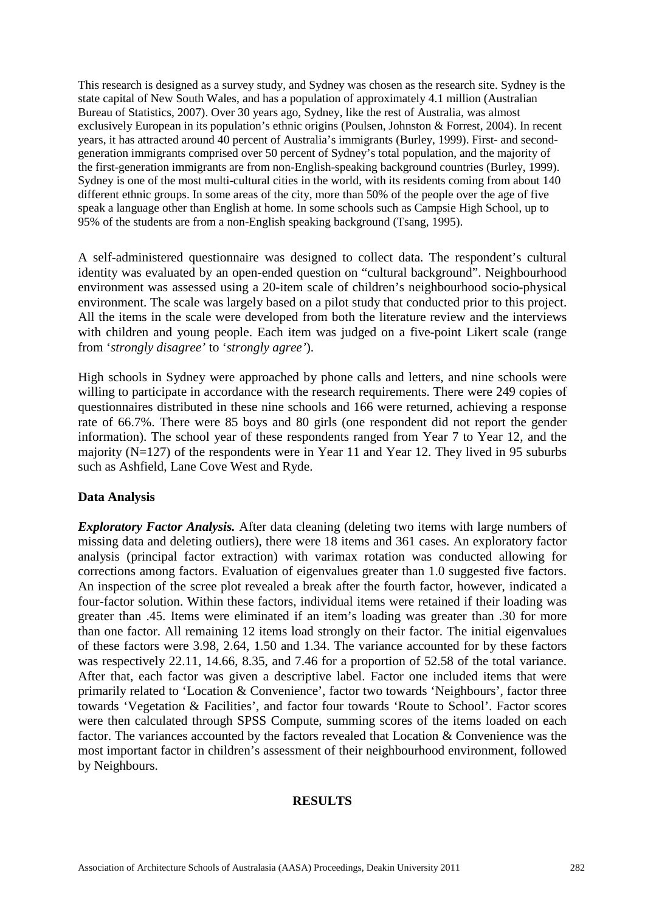This research is designed as a survey study, and Sydney was chosen as the research site. Sydney is the state capital of New South Wales, and has a population of approximately 4.1 million (Australian Bureau of Statistics, 2007). Over 30 years ago, Sydney, like the rest of Australia, was almost exclusively European in its population's ethnic origins (Poulsen, Johnston & Forrest, 2004). In recent years, it has attracted around 40 percent of Australia's immigrants (Burley, 1999). First- and second-generation immigrants comprised over 50 percent of Sydney's total population, and the majority of the first-generation immigrants are from non-English-speaking background countries (Burley, 1999). Sydney is one of the most multi-cultural cities in the world, with its residents coming from about 140 different ethnic groups. In some areas of the city, more than 50% of the people over the age of five speak a language other than English at home. In some schools such as Campsie High School, up to 95% of the students are from a non-English speaking background (Tsang, 1995).

A self-administered questionnaire was designed to collect data. The respondent's cultural identity was evaluated by an open-ended question on "cultural background". Neighbourhood environment was assessed using a 20-item scale of children's neighbourhood socio-physical environment. The scale was largely based on a pilot study that conducted prior to this project. All the items in the scale were developed from both the literature review and the interviews with children and young people. Each item was judged on a five-point Likert scale (range from '*strongly disagree*' to '*strongly agree*').

High schools in Sydney were approached by phone calls and letters, and nine schools were willing to participate in accordance with the research requirements. There were 249 copies of questionnaires distributed in these nine schools and 166 were returned, achieving a response rate of 66.7%. There were 85 boys and 80 girls (one respondent did not report the gender information). The school year of these respondents ranged from Year 7 to Year 12, and the majority (N=127) of the respondents were in Year 11 and Year 12. They lived in 95 suburbs such as Ashfield, Lane Cove West and Ryde.

### Data Analysis

***Exploratory Factor Analysis.*** After data cleaning (deleting two items with large numbers of missing data and deleting outliers), there were 18 items and 361 cases. An exploratory factor analysis (principal factor extraction) with varimax rotation was conducted allowing for corrections among factors. Evaluation of eigenvalues greater than 1.0 suggested five factors. An inspection of the scree plot revealed a break after the fourth factor, however, indicated a four-factor solution. Within these factors, individual items were retained if their loading was greater than .45. Items were eliminated if an item's loading was greater than .30 for more than one factor. All remaining 12 items load strongly on their factor. The initial eigenvalues of these factors were 3.98, 2.64, 1.50 and 1.34. The variance accounted for by these factors was respectively 22.11, 14.66, 8.35, and 7.46 for a proportion of 52.58 of the total variance. After that, each factor was given a descriptive label. Factor one included items that were primarily related to 'Location & Convenience', factor two towards 'Neighbours', factor three towards 'Vegetation & Facilities', and factor four towards 'Route to School'. Factor scores were then calculated through SPSS Compute, summing scores of the items loaded on each factor. The variances accounted by the factors revealed that Location & Convenience was the most important factor in children's assessment of their neighbourhood environment, followed by Neighbours.

## RESULTS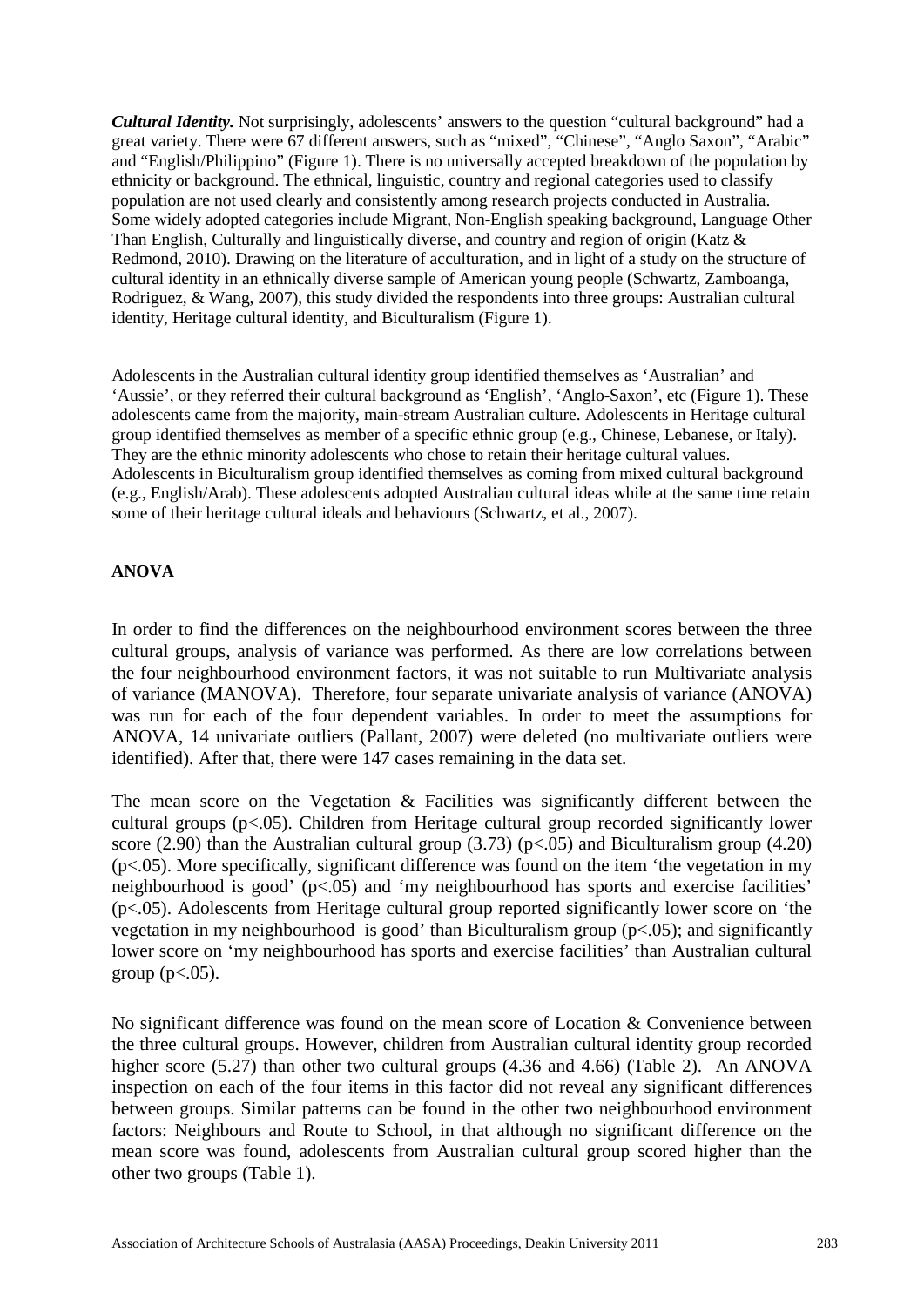***Cultural Identity.*** Not surprisingly, adolescents' answers to the question "cultural background" had a great variety. There were 67 different answers, such as "mixed", "Chinese", "Anglo Saxon", "Arabic" and "English/Philippino" (Figure 1). There is no universally accepted breakdown of the population by ethnicity or background. The ethnical, linguistic, country and regional categories used to classify population are not used clearly and consistently among research projects conducted in Australia. Some widely adopted categories include Migrant, Non-English speaking background, Language Other Than English, Culturally and linguistically diverse, and country and region of origin (Katz & Redmond, 2010). Drawing on the literature of acculturation, and in light of a study on the structure of cultural identity in an ethnically diverse sample of American young people (Schwartz, Zamboanga, Rodriguez, & Wang, 2007), this study divided the respondents into three groups: Australian cultural identity, Heritage cultural identity, and Biculturalism (Figure 1).

Adolescents in the Australian cultural identity group identified themselves as 'Australian' and 'Aussie', or they referred their cultural background as 'English', 'Anglo-Saxon', etc (Figure 1). These adolescents came from the majority, main-stream Australian culture. Adolescents in Heritage cultural group identified themselves as member of a specific ethnic group (e.g., Chinese, Lebanese, or Italy). They are the ethnic minority adolescents who chose to retain their heritage cultural values. Adolescents in Biculturalism group identified themselves as coming from mixed cultural background (e.g., English/Arab). These adolescents adopted Australian cultural ideas while at the same time retain some of their heritage cultural ideals and behaviours (Schwartz, et al., 2007).

**ANOVA**

In order to find the differences on the neighbourhood environment scores between the three cultural groups, analysis of variance was performed. As there are low correlations between the four neighbourhood environment factors, it was not suitable to run Multivariate analysis of variance (MANOVA). Therefore, four separate univariate analysis of variance (ANOVA) was run for each of the four dependent variables. In order to meet the assumptions for ANOVA, 14 univariate outliers (Pallant, 2007) were deleted (no multivariate outliers were identified). After that, there were 147 cases remaining in the data set.

The mean score on the Vegetation & Facilities was significantly different between the cultural groups ($p<.05$). Children from Heritage cultural group recorded significantly lower score (2.90) than the Australian cultural group (3.73) ($p<.05$) and Biculturalism group (4.20) ($p<.05$). More specifically, significant difference was found on the item 'the vegetation in my neighbourhood is good' ($p<.05$) and 'my neighbourhood has sports and exercise facilities' ($p<.05$). Adolescents from Heritage cultural group reported significantly lower score on 'the vegetation in my neighbourhood is good' than Biculturalism group ($p<.05$); and significantly lower score on 'my neighbourhood has sports and exercise facilities' than Australian cultural group ($p<.05$).

No significant difference was found on the mean score of Location & Convenience between the three cultural groups. However, children from Australian cultural identity group recorded higher score (5.27) than other two cultural groups (4.36 and 4.66) (Table 2). An ANOVA inspection on each of the four items in this factor did not reveal any significant differences between groups. Similar patterns can be found in the other two neighbourhood environment factors: Neighbours and Route to School, in that although no significant difference on the mean score was found, adolescents from Australian cultural group scored higher than the other two groups (Table 1).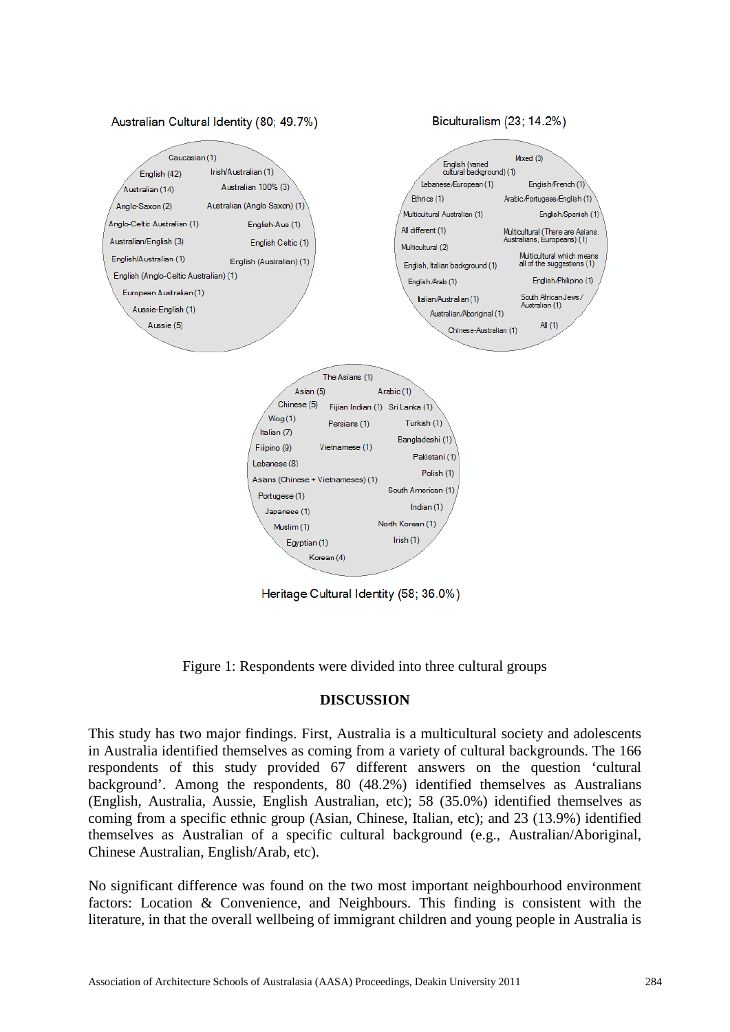Australian Cultural Identity (80; 49.7%)

Caucasian (1), English (42), Irish/Australian (1), Australian (14), Australian 100% (3), Anglo-Saxon (2), Australian (Anglo Saxon) (1), Anglo-Celtic Australian (1), English-Aus (1), Australian/English (3), English Celtic (1), English/Australian (1), English (Australian) (1), English (Anglo-Celtic Australian) (1), European Australian (1), Aussie-English (1), Aussie (5)

Biculturalism (23; 14.2%)

English (varied cultural background) (1), Mixed (3), Lebanese/European (1), English/French (1), Ethnics (1), Arabic/Portugese/English (1), Multicultural Australian (1), English/Spanish (1), All different (1), Multicultural (There are Asians, Australians, Europeans) (1), Multicultural (2), Multicultural which means all of the suggestions (1), English, Italian background (1), English/Arab (1), English/Philipino (1), Italian/Australian (1), South African Jews / Australian (1), Australian/Aboriginal (1), Chinese-Australian (1), All (1)

Heritage Cultural Identity (58; 36.0%)

The Asians (1), Asian (5), Arabic (1), Chinese (5), Fijian Indian (1), Sri Lanka (1), Wog (1), Persians (1), Turkish (1), Italian (7), Bangladeshi (1), Filipino (9), Vietnamese (1), Pakistani (1), Lebanese (8), Polish (1), Asians (Chinese + Vietnameses) (1), South American (1), Portugese (1), Indian (1), Japanese (1), Muslim (1), North Korean (1), Egyptian (1), Irish (1), Korean (4)

Figure 1: Respondents were divided into three cultural groups

## DISCUSSION

This study has two major findings. First, Australia is a multicultural society and adolescents in Australia identified themselves as coming from a variety of cultural backgrounds. The 166 respondents of this study provided 67 different answers on the question 'cultural background'. Among the respondents, 80 (48.2%) identified themselves as Australians (English, Australia, Aussie, English Australian, etc); 58 (35.0%) identified themselves as coming from a specific ethnic group (Asian, Chinese, Italian, etc); and 23 (13.9%) identified themselves as Australian of a specific cultural background (e.g., Australian/Aboriginal, Chinese Australian, English/Arab, etc).

No significant difference was found on the two most important neighbourhood environment factors: Location & Convenience, and Neighbours. This finding is consistent with the literature, in that the overall wellbeing of immigrant children and young people in Australia is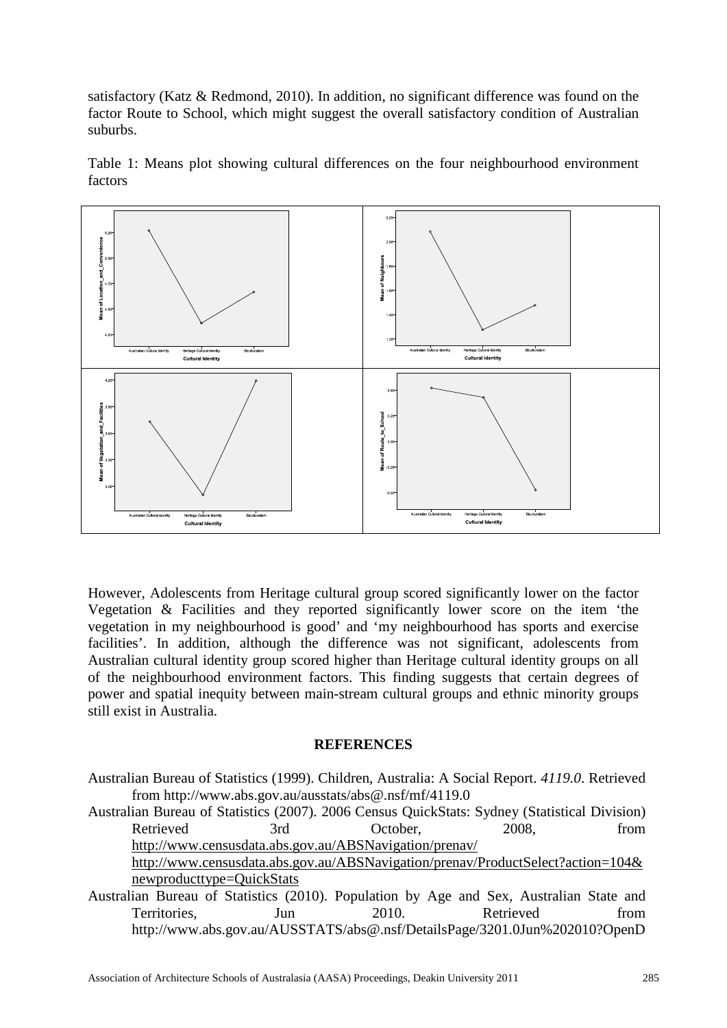satisfactory (Katz & Redmond, 2010). In addition, no significant difference was found on the factor Route to School, which might suggest the overall satisfactory condition of Australian suburbs.

Table 1: Means plot showing cultural differences on the four neighbourhood environment factors

However, Adolescents from Heritage cultural group scored significantly lower on the factor Vegetation & Facilities and they reported significantly lower score on the item 'the vegetation in my neighbourhood is good' and 'my neighbourhood has sports and exercise facilities'. In addition, although the difference was not significant, adolescents from Australian cultural identity group scored higher than Heritage cultural identity groups on all of the neighbourhood environment factors. This finding suggests that certain degrees of power and spatial inequity between main-stream cultural groups and ethnic minority groups still exist in Australia.

## REFERENCES

Australian Bureau of Statistics (1999). Children, Australia: A Social Report. *4119.0*. Retrieved from http://www.abs.gov.au/ausstats/abs@.nsf/mf/4119.0

Australian Bureau of Statistics (2007). 2006 Census QuickStats: Sydney (Statistical Division) Retrieved 3rd October, 2008, from http://www.censusdata.abs.gov.au/ABSNavigation/prenav/ http://www.censusdata.abs.gov.au/ABSNavigation/prenav/ProductSelect?action=104&newproducttype=QuickStats

Australian Bureau of Statistics (2010). Population by Age and Sex, Australian State and Territories, Jun 2010. Retrieved from http://www.abs.gov.au/AUSSTATS/abs@.nsf/DetailsPage/3201.0Jun%202010?OpenD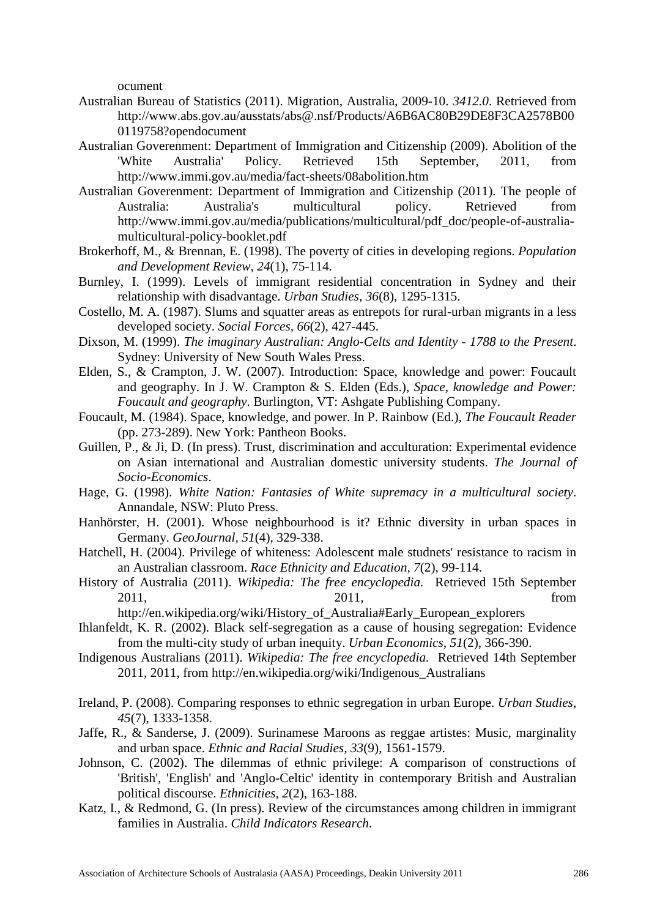ocument

Australian Bureau of Statistics (2011). Migration, Australia, 2009-10. *3412.0*. Retrieved from http://www.abs.gov.au/ausstats/abs@.nsf/Products/A6B6AC80B29DE8F3CA2578B000119758?opendocument

Australian Goverenment: Department of Immigration and Citizenship (2009). Abolition of the 'White Australia' Policy. Retrieved 15th September, 2011, from http://www.immi.gov.au/media/fact-sheets/08abolition.htm

Australian Goverenment: Department of Immigration and Citizenship (2011). The people of Australia: Australia's multicultural policy. Retrieved from http://www.immi.gov.au/media/publications/multicultural/pdf_doc/people-of-australia-multicultural-policy-booklet.pdf

Brokerhoff, M., & Brennan, E. (1998). The poverty of cities in developing regions. *Population and Development Review, 24*(1), 75-114.

Burnley, I. (1999). Levels of immigrant residential concentration in Sydney and their relationship with disadvantage. *Urban Studies, 36*(8), 1295-1315.

Costello, M. A. (1987). Slums and squatter areas as entrepots for rural-urban migrants in a less developed society. *Social Forces, 66*(2), 427-445.

Dixson, M. (1999). *The imaginary Australian: Anglo-Celts and Identity - 1788 to the Present*. Sydney: University of New South Wales Press.

Elden, S., & Crampton, J. W. (2007). Introduction: Space, knowledge and power: Foucault and geography. In J. W. Crampton & S. Elden (Eds.), *Space, knowledge and Power: Foucault and geography*. Burlington, VT: Ashgate Publishing Company.

Foucault, M. (1984). Space, knowledge, and power. In P. Rainbow (Ed.), *The Foucault Reader* (pp. 273-289). New York: Pantheon Books.

Guillen, P., & Ji, D. (In press). Trust, discrimination and acculturation: Experimental evidence on Asian international and Australian domestic university students. *The Journal of Socio-Economics*.

Hage, G. (1998). *White Nation: Fantasies of White supremacy in a multicultural society*. Annandale, NSW: Pluto Press.

Hanhörster, H. (2001). Whose neighbourhood is it? Ethnic diversity in urban spaces in Germany. *GeoJournal, 51*(4), 329-338.

Hatchell, H. (2004). Privilege of whiteness: Adolescent male studnets' resistance to racism in an Australian classroom. *Race Ethnicity and Education, 7*(2), 99-114.

History of Australia (2011). *Wikipedia: The free encyclopedia.* Retrieved 15th September 2011, 2011, from http://en.wikipedia.org/wiki/History_of_Australia#Early_European_explorers

Ihlanfeldt, K. R. (2002). Black self-segregation as a cause of housing segregation: Evidence from the multi-city study of urban inequity. *Urban Economics, 51*(2), 366-390.

Indigenous Australians (2011). *Wikipedia: The free encyclopedia.* Retrieved 14th September 2011, 2011, from http://en.wikipedia.org/wiki/Indigenous_Australians

Ireland, P. (2008). Comparing responses to ethnic segregation in urban Europe. *Urban Studies, 45*(7), 1333-1358.

Jaffe, R., & Sanderse, J. (2009). Surinamese Maroons as reggae artistes: Music, marginality and urban space. *Ethnic and Racial Studies, 33*(9), 1561-1579.

Johnson, C. (2002). The dilemmas of ethnic privilege: A comparison of constructions of 'British', 'English' and 'Anglo-Celtic' identity in contemporary British and Australian political discourse. *Ethnicities, 2*(2), 163-188.

Katz, I., & Redmond, G. (In press). Review of the circumstances among children in immigrant families in Australia. *Child Indicators Research*.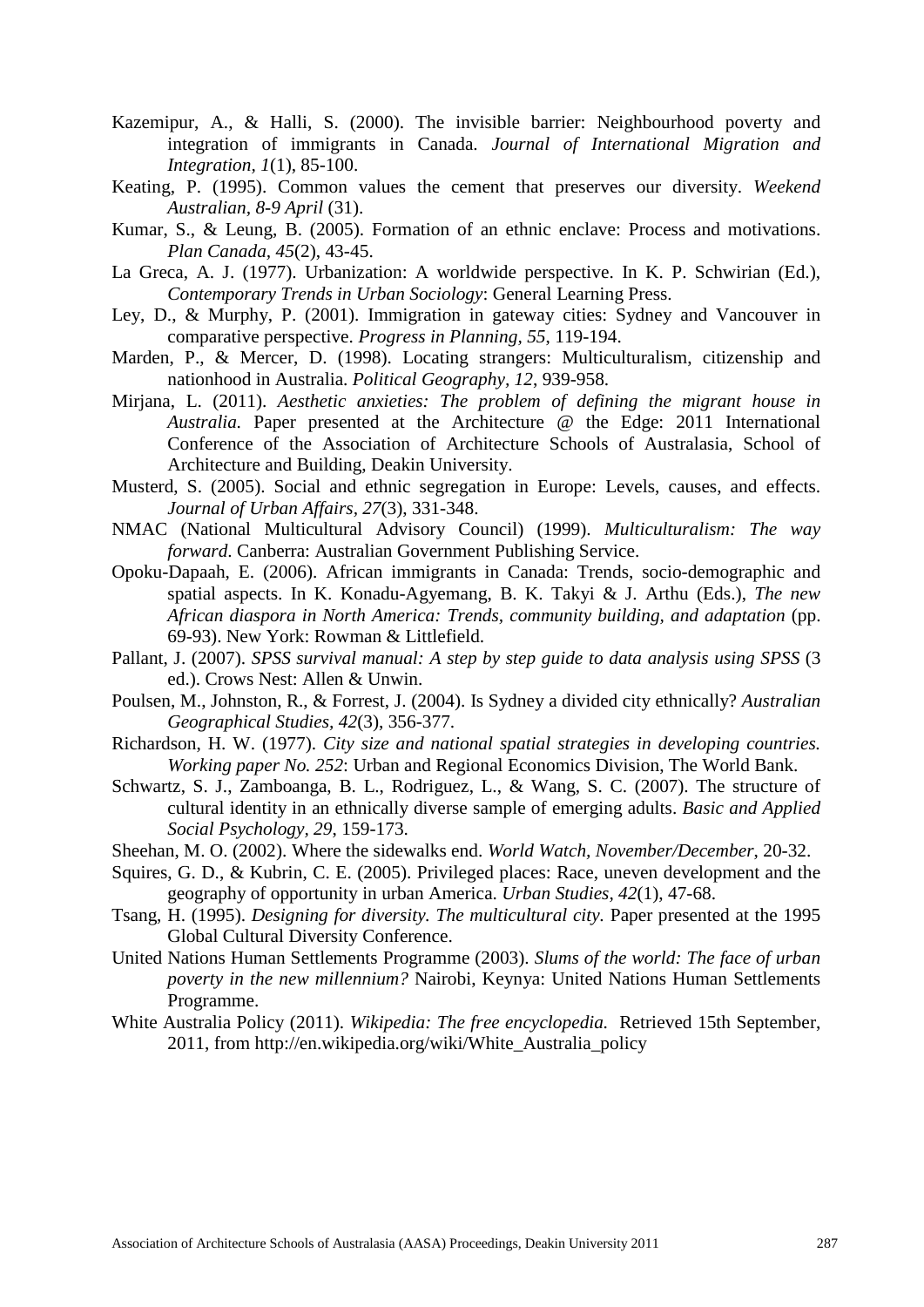Kazemipur, A., & Halli, S. (2000). The invisible barrier: Neighbourhood poverty and integration of immigrants in Canada. *Journal of International Migration and Integration, 1*(1), 85-100.

Keating, P. (1995). Common values the cement that preserves our diversity. *Weekend Australian, 8-9 April* (31).

Kumar, S., & Leung, B. (2005). Formation of an ethnic enclave: Process and motivations. *Plan Canada, 45*(2), 43-45.

La Greca, A. J. (1977). Urbanization: A worldwide perspective. In K. P. Schwirian (Ed.), *Contemporary Trends in Urban Sociology*: General Learning Press.

Ley, D., & Murphy, P. (2001). Immigration in gateway cities: Sydney and Vancouver in comparative perspective. *Progress in Planning, 55*, 119-194.

Marden, P., & Mercer, D. (1998). Locating strangers: Multiculturalism, citizenship and nationhood in Australia. *Political Geography, 12*, 939-958.

Mirjana, L. (2011). *Aesthetic anxieties: The problem of defining the migrant house in Australia.* Paper presented at the Architecture @ the Edge: 2011 International Conference of the Association of Architecture Schools of Australasia, School of Architecture and Building, Deakin University.

Musterd, S. (2005). Social and ethnic segregation in Europe: Levels, causes, and effects. *Journal of Urban Affairs, 27*(3), 331-348.

NMAC (National Multicultural Advisory Council) (1999). *Multiculturalism: The way forward*. Canberra: Australian Government Publishing Service.

Opoku-Dapaah, E. (2006). African immigrants in Canada: Trends, socio-demographic and spatial aspects. In K. Konadu-Agyemang, B. K. Takyi & J. Arthu (Eds.), *The new African diaspora in North America: Trends, community building, and adaptation* (pp. 69-93). New York: Rowman & Littlefield.

Pallant, J. (2007). *SPSS survival manual: A step by step guide to data analysis using SPSS* (3 ed.). Crows Nest: Allen & Unwin.

Poulsen, M., Johnston, R., & Forrest, J. (2004). Is Sydney a divided city ethnically? *Australian Geographical Studies, 42*(3), 356-377.

Richardson, H. W. (1977). *City size and national spatial strategies in developing countries. Working paper No. 252*: Urban and Regional Economics Division, The World Bank.

Schwartz, S. J., Zamboanga, B. L., Rodriguez, L., & Wang, S. C. (2007). The structure of cultural identity in an ethnically diverse sample of emerging adults. *Basic and Applied Social Psychology, 29*, 159-173.

Sheehan, M. O. (2002). Where the sidewalks end. *World Watch, November/December*, 20-32.

Squires, G. D., & Kubrin, C. E. (2005). Privileged places: Race, uneven development and the geography of opportunity in urban America. *Urban Studies, 42*(1), 47-68.

Tsang, H. (1995). *Designing for diversity. The multicultural city.* Paper presented at the 1995 Global Cultural Diversity Conference.

United Nations Human Settlements Programme (2003). *Slums of the world: The face of urban poverty in the new millennium?* Nairobi, Keynya: United Nations Human Settlements Programme.

White Australia Policy (2011). *Wikipedia: The free encyclopedia.* Retrieved 15th September, 2011, from http://en.wikipedia.org/wiki/White_Australia_policy